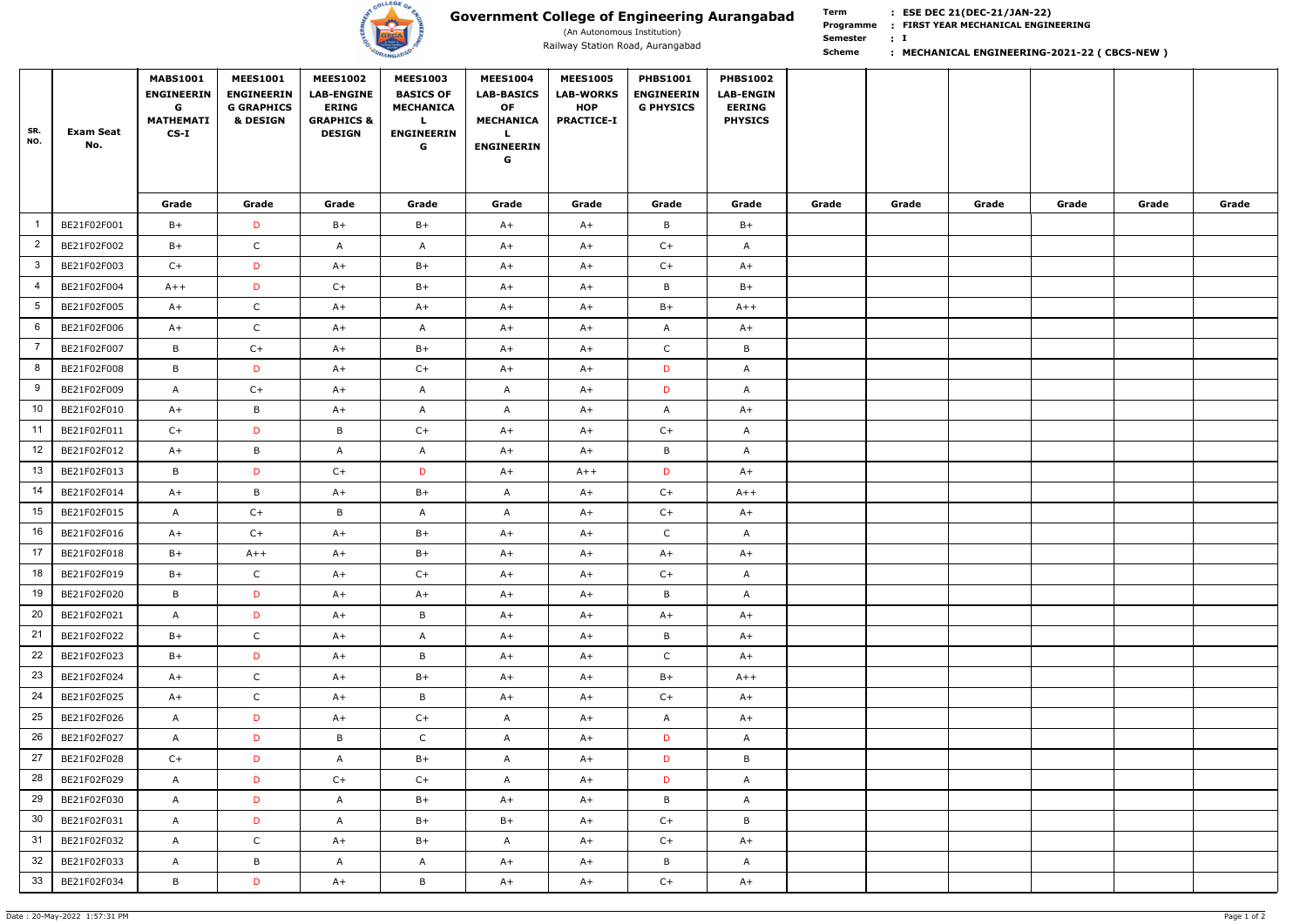# Government College of Engineering Aurangabad

(An Autonomous Institution)

Railway Station Road, Aurangabad

**Term** : ESE DEC 21(DEC-21/JAN-22)
**Programme** : FIRST YEAR MECHANICAL ENGINEERING
**Semester** : I
**Scheme** : MECHANICAL ENGINEERING-2021-22 ( CBCS-NEW )

| SR. NO. | Exam Seat No. | MABS1001 ENGINEERING MATHEMATICS-I | MEES1001 ENGINEERING GRAPHICS & DESIGN | MEES1002 LAB-ENGINEERING GRAPHICS & DESIGN | MEES1003 BASICS OF MECHANICAL ENGINEERING | MEES1004 LAB-BASICS OF MECHANICAL ENGINEERING | MEES1005 LAB-WORKSHOP PRACTICE-I | PHBS1001 ENGINEERING PHYSICS | PHBS1002 LAB-ENGINEERING PHYSICS | | | | | | |
|---|---|---|---|---|---|---|---|---|---|---|---|---|---|---|---|
| | | Grade | Grade | Grade | Grade | Grade | Grade | Grade | Grade | Grade | Grade | Grade | Grade | Grade | Grade |
| 1 | BE21F02F001 | B+ | D | B+ | B+ | A+ | A+ | B | B+ | | | | | | |
| 2 | BE21F02F002 | B+ | C | A | A | A+ | A+ | C+ | A | | | | | | |
| 3 | BE21F02F003 | C+ | D | A+ | B+ | A+ | A+ | C+ | A+ | | | | | | |
| 4 | BE21F02F004 | A++ | D | C+ | B+ | A+ | A+ | B | B+ | | | | | | |
| 5 | BE21F02F005 | A+ | C | A+ | A+ | A+ | A+ | B+ | A++ | | | | | | |
| 6 | BE21F02F006 | A+ | C | A+ | A | A+ | A+ | A | A+ | | | | | | |
| 7 | BE21F02F007 | B | C+ | A+ | B+ | A+ | A+ | C | B | | | | | | |
| 8 | BE21F02F008 | B | D | A+ | C+ | A+ | A+ | D | A | | | | | | |
| 9 | BE21F02F009 | A | C+ | A+ | A | A | A+ | D | A | | | | | | |
| 10 | BE21F02F010 | A+ | B | A+ | A | A | A+ | A | A+ | | | | | | |
| 11 | BE21F02F011 | C+ | D | B | C+ | A+ | A+ | C+ | A | | | | | | |
| 12 | BE21F02F012 | A+ | B | A | A | A+ | A+ | B | A | | | | | | |
| 13 | BE21F02F013 | B | D | C+ | D | A+ | A++ | D | A+ | | | | | | |
| 14 | BE21F02F014 | A+ | B | A+ | B+ | A | A+ | C+ | A++ | | | | | | |
| 15 | BE21F02F015 | A | C+ | B | A | A | A+ | C+ | A+ | | | | | | |
| 16 | BE21F02F016 | A+ | C+ | A+ | B+ | A+ | A+ | C | A | | | | | | |
| 17 | BE21F02F018 | B+ | A++ | A+ | B+ | A+ | A+ | A+ | A+ | | | | | | |
| 18 | BE21F02F019 | B+ | C | A+ | C+ | A+ | A+ | C+ | A | | | | | | |
| 19 | BE21F02F020 | B | D | A+ | A+ | A+ | A+ | B | A | | | | | | |
| 20 | BE21F02F021 | A | D | A+ | B | A+ | A+ | A+ | A+ | | | | | | |
| 21 | BE21F02F022 | B+ | C | A+ | A | A+ | A+ | B | A+ | | | | | | |
| 22 | BE21F02F023 | B+ | D | A+ | B | A+ | A+ | C | A+ | | | | | | |
| 23 | BE21F02F024 | A+ | C | A+ | B+ | A+ | A+ | B+ | A++ | | | | | | |
| 24 | BE21F02F025 | A+ | C | A+ | B | A+ | A+ | C+ | A+ | | | | | | |
| 25 | BE21F02F026 | A | D | A+ | C+ | A | A+ | A | A+ | | | | | | |
| 26 | BE21F02F027 | A | D | B | C | A | A+ | D | A | | | | | | |
| 27 | BE21F02F028 | C+ | D | A | B+ | A | A+ | D | B | | | | | | |
| 28 | BE21F02F029 | A | D | C+ | C+ | A | A+ | D | A | | | | | | |
| 29 | BE21F02F030 | A | D | A | B+ | A+ | A+ | B | A | | | | | | |
| 30 | BE21F02F031 | A | D | A | B+ | B+ | A+ | C+ | B | | | | | | |
| 31 | BE21F02F032 | A | C | A+ | B+ | A | A+ | C+ | A+ | | | | | | |
| 32 | BE21F02F033 | A | B | A | A | A+ | A+ | B | A | | | | | | |
| 33 | BE21F02F034 | B | D | A+ | B | A+ | A+ | C+ | A+ | | | | | | |

Date : 20-May-2022 1:57:31 PM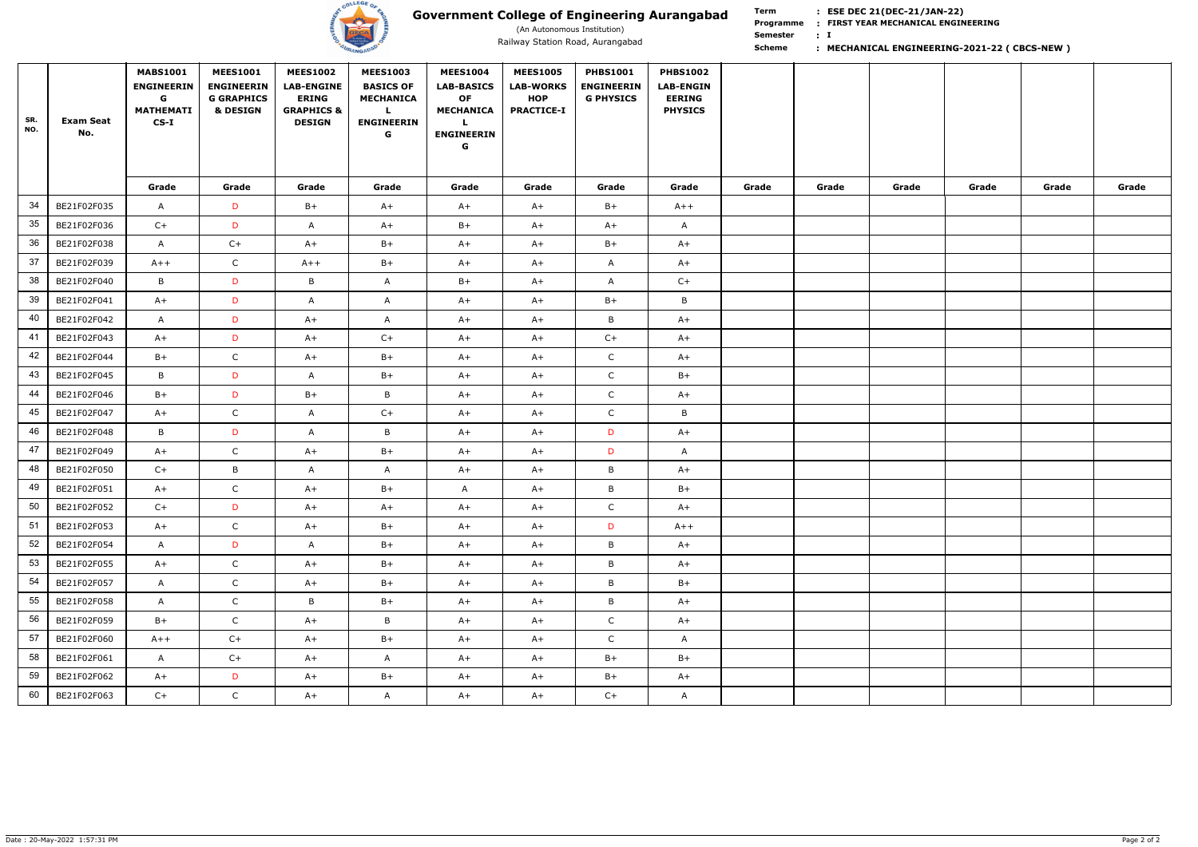# Government College of Engineering Aurangabad

(An Autonomous Institution)

Railway Station Road, Aurangabad

**Term** : **ESE DEC 21(DEC-21/JAN-22)**
**Programme** : **FIRST YEAR MECHANICAL ENGINEERING**
**Semester** : **I**
**Scheme** : **MECHANICAL ENGINEERING-2021-22 ( CBCS-NEW )**

| SR. NO. | Exam Seat No. | MABS1001 ENGINEERING MATHEMATICS-I | MEES1001 ENGINEERING GRAPHICS & DESIGN | MEES1002 LAB-ENGINEERING GRAPHICS & DESIGN | MEES1003 BASICS OF MECHANICAL ENGINEERING | MEES1004 LAB-BASICS OF MECHANICAL ENGINEERING | MEES1005 LAB-WORKSHOP PRACTICE-I | PHBS1001 ENGINEERING PHYSICS | PHBS1002 LAB-ENGINEERING PHYSICS | | | | | | |
|---|---|---|---|---|---|---|---|---|---|---|---|---|---|---|---|
| | | Grade | Grade | Grade | Grade | Grade | Grade | Grade | Grade | Grade | Grade | Grade | Grade | Grade | Grade |
| 34 | BE21F02F035 | A | D | B+ | A+ | A+ | A+ | B+ | A++ | | | | | | |
| 35 | BE21F02F036 | C+ | D | A | A+ | B+ | A+ | A+ | A | | | | | | |
| 36 | BE21F02F038 | A | C+ | A+ | B+ | A+ | A+ | B+ | A+ | | | | | | |
| 37 | BE21F02F039 | A++ | C | A++ | B+ | A+ | A+ | A | A+ | | | | | | |
| 38 | BE21F02F040 | B | D | B | A | B+ | A+ | A | C+ | | | | | | |
| 39 | BE21F02F041 | A+ | D | A | A | A+ | A+ | B+ | B | | | | | | |
| 40 | BE21F02F042 | A | D | A+ | A | A+ | A+ | B | A+ | | | | | | |
| 41 | BE21F02F043 | A+ | D | A+ | C+ | A+ | A+ | C+ | A+ | | | | | | |
| 42 | BE21F02F044 | B+ | C | A+ | B+ | A+ | A+ | C | A+ | | | | | | |
| 43 | BE21F02F045 | B | D | A | B+ | A+ | A+ | C | B+ | | | | | | |
| 44 | BE21F02F046 | B+ | D | B+ | B | A+ | A+ | C | A+ | | | | | | |
| 45 | BE21F02F047 | A+ | C | A | C+ | A+ | A+ | C | B | | | | | | |
| 46 | BE21F02F048 | B | D | A | B | A+ | A+ | D | A+ | | | | | | |
| 47 | BE21F02F049 | A+ | C | A+ | B+ | A+ | A+ | D | A | | | | | | |
| 48 | BE21F02F050 | C+ | B | A | A | A+ | A+ | B | A+ | | | | | | |
| 49 | BE21F02F051 | A+ | C | A+ | B+ | A | A+ | B | B+ | | | | | | |
| 50 | BE21F02F052 | C+ | D | A+ | A+ | A+ | A+ | C | A+ | | | | | | |
| 51 | BE21F02F053 | A+ | C | A+ | B+ | A+ | A+ | D | A++ | | | | | | |
| 52 | BE21F02F054 | A | D | A | B+ | A+ | A+ | B | A+ | | | | | | |
| 53 | BE21F02F055 | A+ | C | A+ | B+ | A+ | A+ | B | A+ | | | | | | |
| 54 | BE21F02F057 | A | C | A+ | B+ | A+ | A+ | B | B+ | | | | | | |
| 55 | BE21F02F058 | A | C | B | B+ | A+ | A+ | B | A+ | | | | | | |
| 56 | BE21F02F059 | B+ | C | A+ | B | A+ | A+ | C | A+ | | | | | | |
| 57 | BE21F02F060 | A++ | C+ | A+ | B+ | A+ | A+ | C | A | | | | | | |
| 58 | BE21F02F061 | A | C+ | A+ | A | A+ | A+ | B+ | B+ | | | | | | |
| 59 | BE21F02F062 | A+ | D | A+ | B+ | A+ | A+ | B+ | A+ | | | | | | |
| 60 | BE21F02F063 | C+ | C | A+ | A | A+ | A+ | C+ | A | | | | | | |

Date : 20-May-2022 1:57:31 PM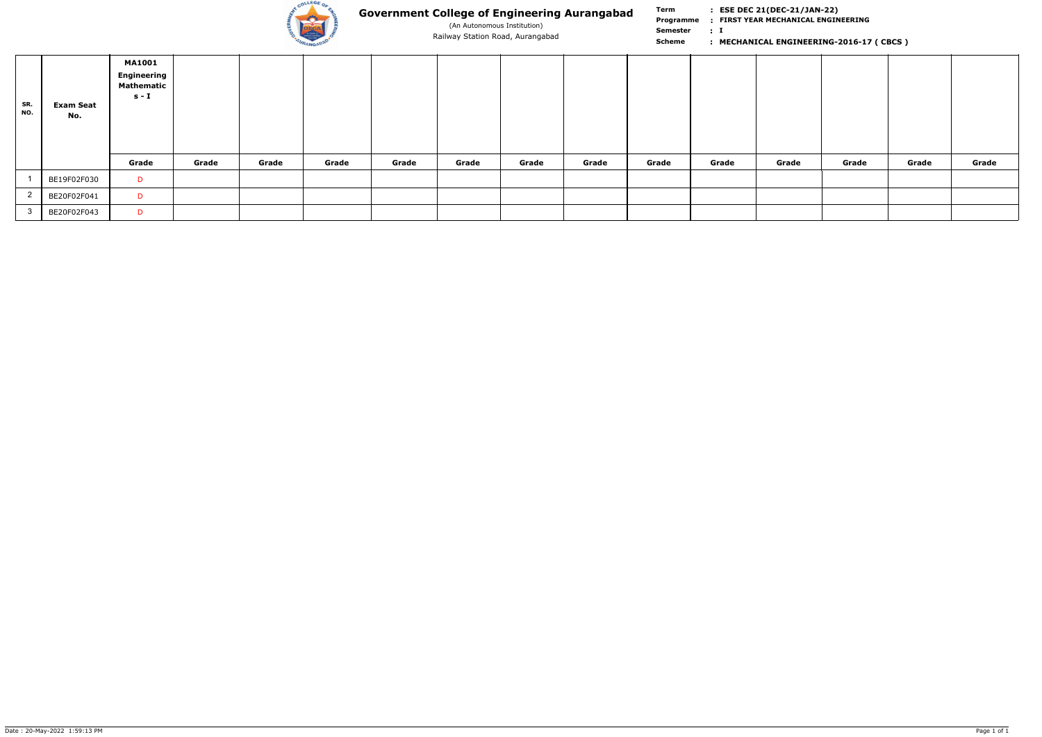# Government College of Engineering Aurangabad

(An Autonomous Institution)

Railway Station Road, Aurangabad

**Term** : **ESE DEC 21(DEC-21/JAN-22)**
**Programme** : **FIRST YEAR MECHANICAL ENGINEERING**
**Semester** : **I**
**Scheme** : **MECHANICAL ENGINEERING-2016-17 ( CBCS )**

| SR. NO. | Exam Seat No. | MA1001 Engineering Mathematics - I | | | | | | | | | | | | | |
|---|---|---|---|---|---|---|---|---|---|---|---|---|---|---|---|
| | | Grade | Grade | Grade | Grade | Grade | Grade | Grade | Grade | Grade | Grade | Grade | Grade | Grade | Grade |
| 1 | BE19F02F030 | D | | | | | | | | | | | | | |
| 2 | BE20F02F041 | D | | | | | | | | | | | | | |
| 3 | BE20F02F043 | D | | | | | | | | | | | | | |

Date : 20-May-2022 1:59:13 PM